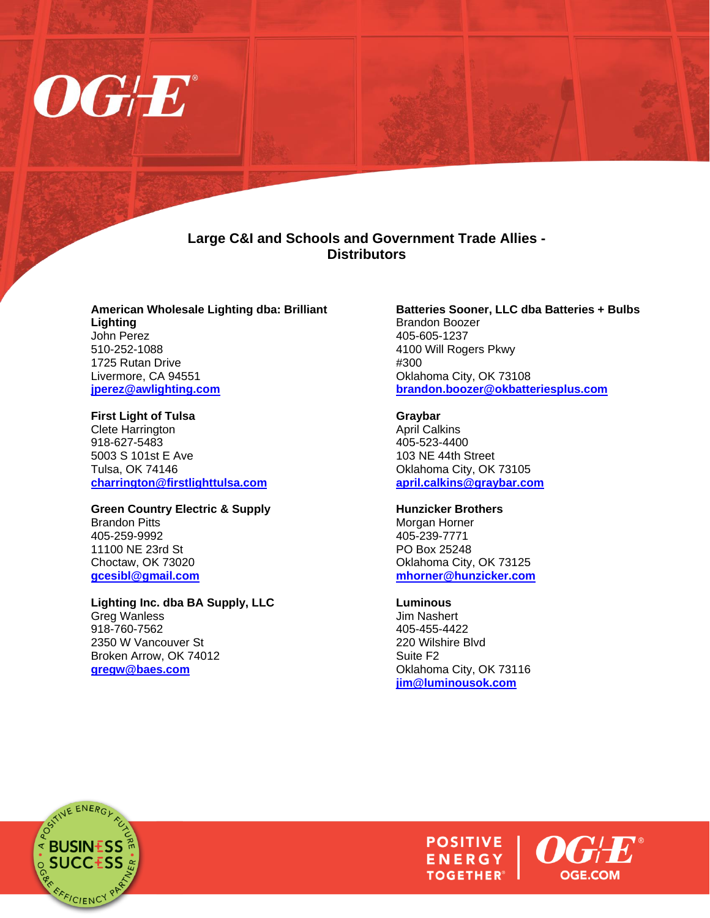# Large C&I and Schools and Government Trade Allies - Distributors

**American Wholesale Lighting dba: Brilliant Lighting**
John Perez
510-252-1088
1725 Rutan Drive
Livermore, CA 94551
jperez@awlighting.com

**First Light of Tulsa**
Clete Harrington
918-627-5483
5003 S 101st E Ave
Tulsa, OK 74146
charrington@firstlighttulsa.com

**Green Country Electric & Supply**
Brandon Pitts
405-259-9992
11100 NE 23rd St
Choctaw, OK 73020
gcesibl@gmail.com

**Lighting Inc. dba BA Supply, LLC**
Greg Wanless
918-760-7562
2350 W Vancouver St
Broken Arrow, OK 74012
gregw@baes.com

**Batteries Sooner, LLC dba Batteries + Bulbs**
Brandon Boozer
405-605-1237
4100 Will Rogers Pkwy
#300
Oklahoma City, OK 73108
brandon.boozer@okbatteriesplus.com

**Graybar**
April Calkins
405-523-4400
103 NE 44th Street
Oklahoma City, OK 73105
april.calkins@graybar.com

**Hunzicker Brothers**
Morgan Horner
405-239-7771
PO Box 25248
Oklahoma City, OK 73125
mhorner@hunzicker.com

**Luminous**
Jim Nashert
405-455-4422
220 Wilshire Blvd
Suite F2
Oklahoma City, OK 73116
jim@luminousok.com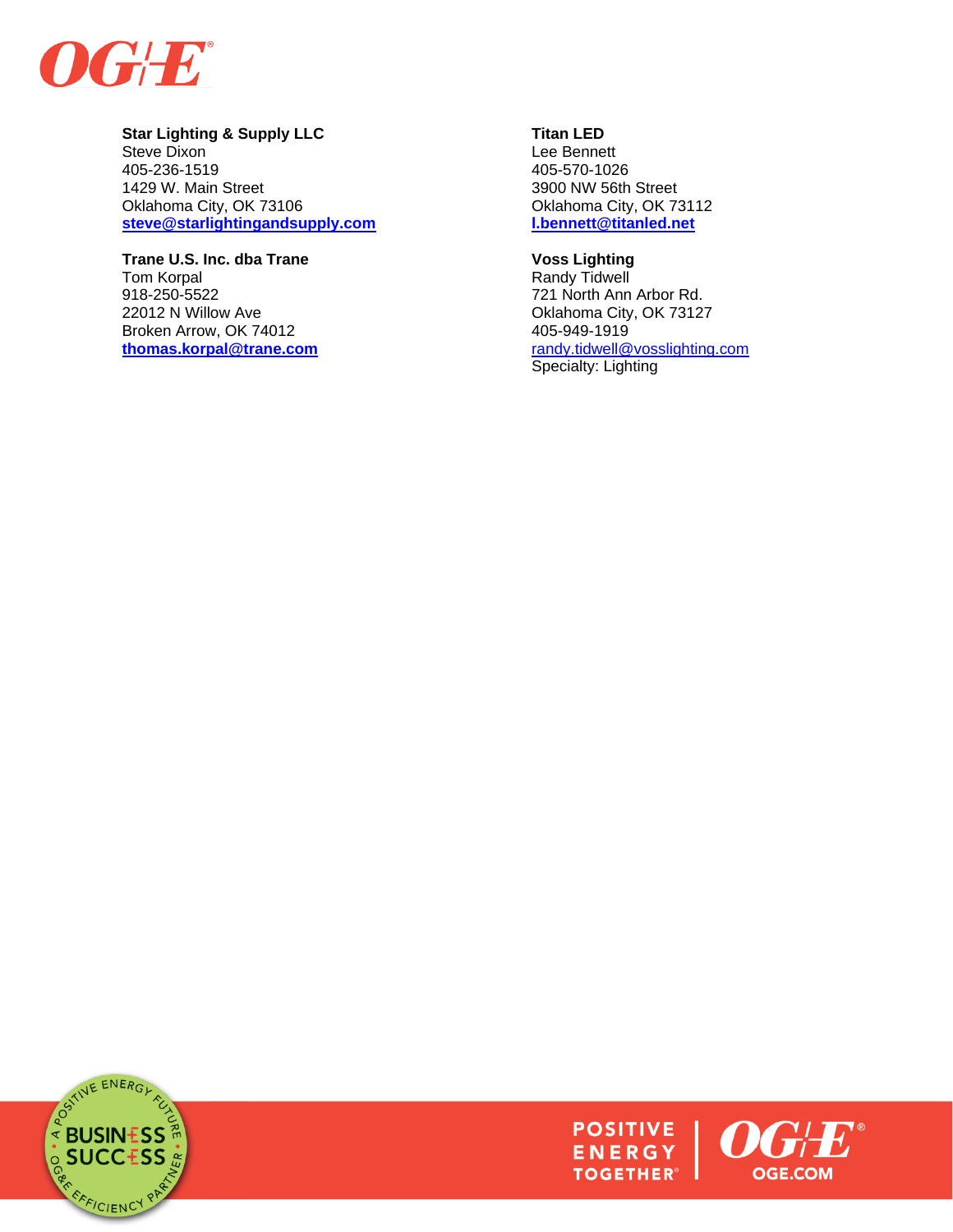**Star Lighting & Supply LLC**
Steve Dixon
405-236-1519
1429 W. Main Street
Oklahoma City, OK 73106
**steve@starlightingandsupply.com**

**Trane U.S. Inc. dba Trane**
Tom Korpal
918-250-5522
22012 N Willow Ave
Broken Arrow, OK 74012
**thomas.korpal@trane.com**

**Titan LED**
Lee Bennett
405-570-1026
3900 NW 56th Street
Oklahoma City, OK 73112
**l.bennett@titanled.net**

**Voss Lighting**
Randy Tidwell
721 North Ann Arbor Rd.
Oklahoma City, OK 73127
405-949-1919
randy.tidwell@vosslighting.com
Specialty: Lighting